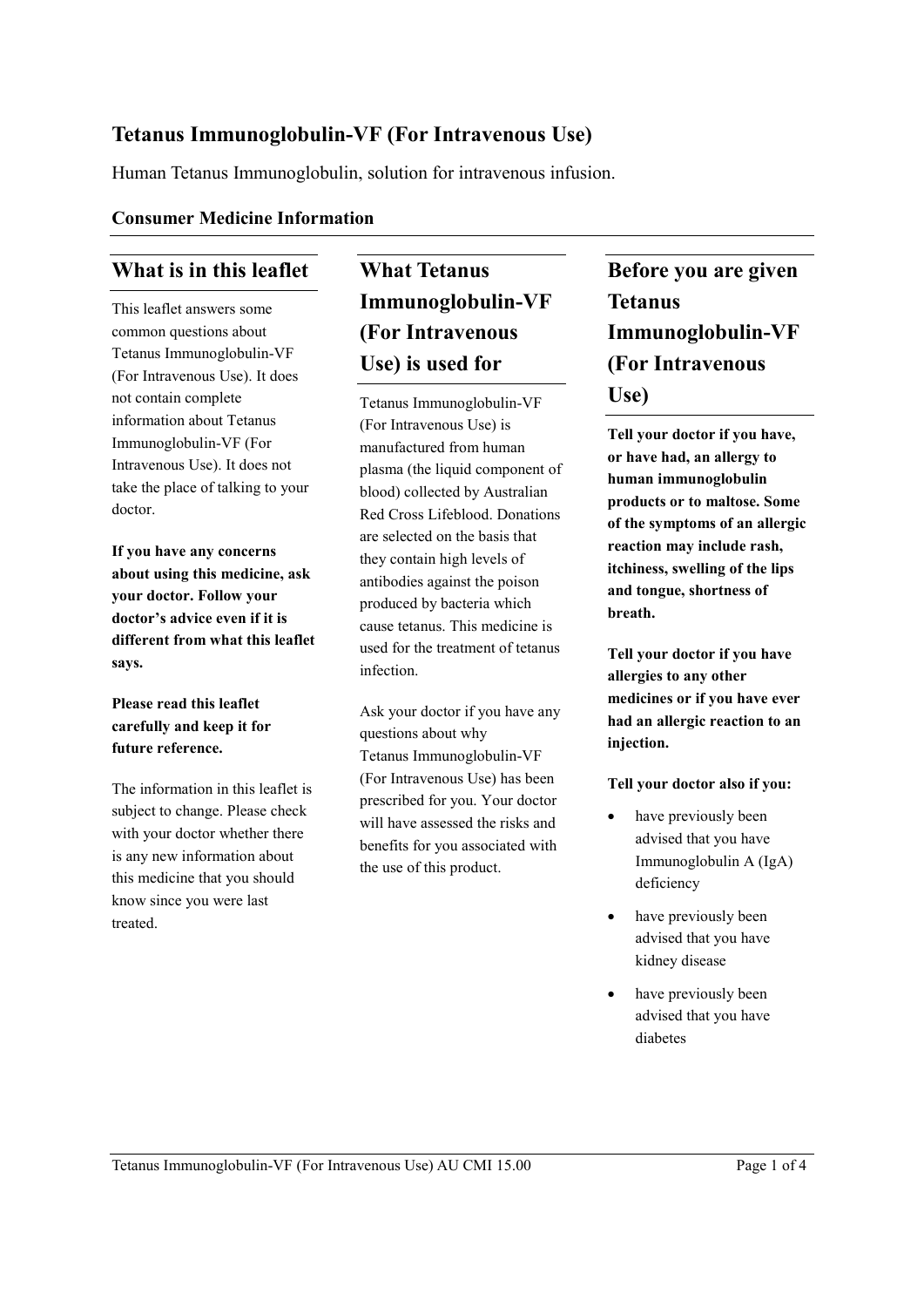# Tetanus Immunoglobulin-VF (For Intravenous Use)

Human Tetanus Immunoglobulin, solution for intravenous infusion.

**Consumer Medicine Information**

## What is in this leaflet

This leaflet answers some common questions about Tetanus Immunoglobulin-VF (For Intravenous Use). It does not contain complete information about Tetanus Immunoglobulin-VF (For Intravenous Use). It does not take the place of talking to your doctor.

**If you have any concerns about using this medicine, ask your doctor. Follow your doctor's advice even if it is different from what this leaflet says.**

**Please read this leaflet carefully and keep it for future reference.**

The information in this leaflet is subject to change. Please check with your doctor whether there is any new information about this medicine that you should know since you were last treated.

## What Tetanus Immunoglobulin-VF (For Intravenous Use) is used for

Tetanus Immunoglobulin-VF (For Intravenous Use) is manufactured from human plasma (the liquid component of blood) collected by Australian Red Cross Lifeblood. Donations are selected on the basis that they contain high levels of antibodies against the poison produced by bacteria which cause tetanus. This medicine is used for the treatment of tetanus infection.

Ask your doctor if you have any questions about why Tetanus Immunoglobulin-VF (For Intravenous Use) has been prescribed for you. Your doctor will have assessed the risks and benefits for you associated with the use of this product.

## Before you are given Tetanus Immunoglobulin-VF (For Intravenous Use)

**Tell your doctor if you have, or have had, an allergy to human immunoglobulin products or to maltose. Some of the symptoms of an allergic reaction may include rash, itchiness, swelling of the lips and tongue, shortness of breath.**

**Tell your doctor if you have allergies to any other medicines or if you have ever had an allergic reaction to an injection.**

**Tell your doctor also if you:**

- have previously been advised that you have Immunoglobulin A (IgA) deficiency
- have previously been advised that you have kidney disease
- have previously been advised that you have diabetes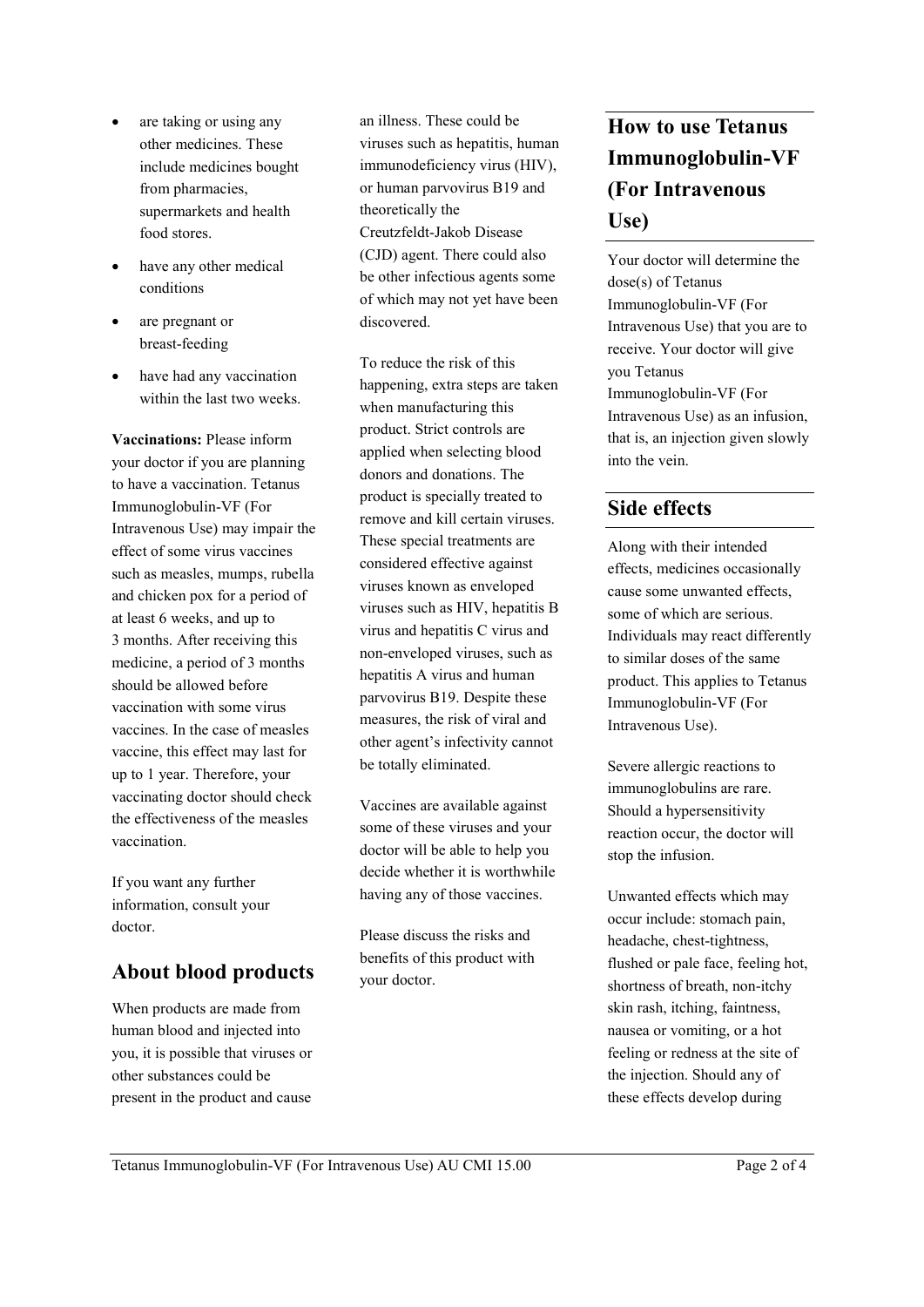- are taking or using any other medicines. These include medicines bought from pharmacies, supermarkets and health food stores.
- have any other medical conditions
- are pregnant or breast-feeding
- have had any vaccination within the last two weeks.

**Vaccinations:** Please inform your doctor if you are planning to have a vaccination. Tetanus Immunoglobulin-VF (For Intravenous Use) may impair the effect of some virus vaccines such as measles, mumps, rubella and chicken pox for a period of at least 6 weeks, and up to 3 months. After receiving this medicine, a period of 3 months should be allowed before vaccination with some virus vaccines. In the case of measles vaccine, this effect may last for up to 1 year. Therefore, your vaccinating doctor should check the effectiveness of the measles vaccination.

If you want any further information, consult your doctor.

## About blood products

When products are made from human blood and injected into you, it is possible that viruses or other substances could be present in the product and cause an illness. These could be viruses such as hepatitis, human immunodeficiency virus (HIV), or human parvovirus B19 and theoretically the Creutzfeldt-Jakob Disease (CJD) agent. There could also be other infectious agents some of which may not yet have been discovered.

To reduce the risk of this happening, extra steps are taken when manufacturing this product. Strict controls are applied when selecting blood donors and donations. The product is specially treated to remove and kill certain viruses. These special treatments are considered effective against viruses known as enveloped viruses such as HIV, hepatitis B virus and hepatitis C virus and non-enveloped viruses, such as hepatitis A virus and human parvovirus B19. Despite these measures, the risk of viral and other agent's infectivity cannot be totally eliminated.

Vaccines are available against some of these viruses and your doctor will be able to help you decide whether it is worthwhile having any of those vaccines.

Please discuss the risks and benefits of this product with your doctor.

## How to use Tetanus Immunoglobulin-VF (For Intravenous Use)

Your doctor will determine the dose(s) of Tetanus Immunoglobulin-VF (For Intravenous Use) that you are to receive. Your doctor will give you Tetanus Immunoglobulin-VF (For Intravenous Use) as an infusion, that is, an injection given slowly into the vein.

## Side effects

Along with their intended effects, medicines occasionally cause some unwanted effects, some of which are serious. Individuals may react differently to similar doses of the same product. This applies to Tetanus Immunoglobulin-VF (For Intravenous Use).

Severe allergic reactions to immunoglobulins are rare. Should a hypersensitivity reaction occur, the doctor will stop the infusion.

Unwanted effects which may occur include: stomach pain, headache, chest-tightness, flushed or pale face, feeling hot, shortness of breath, non-itchy skin rash, itching, faintness, nausea or vomiting, or a hot feeling or redness at the site of the injection. Should any of these effects develop during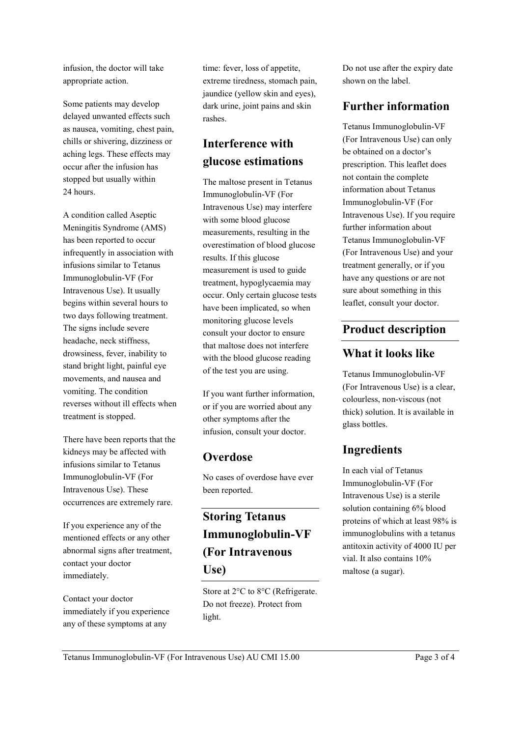infusion, the doctor will take appropriate action.

Some patients may develop delayed unwanted effects such as nausea, vomiting, chest pain, chills or shivering, dizziness or aching legs. These effects may occur after the infusion has stopped but usually within 24 hours.

A condition called Aseptic Meningitis Syndrome (AMS) has been reported to occur infrequently in association with infusions similar to Tetanus Immunoglobulin-VF (For Intravenous Use). It usually begins within several hours to two days following treatment. The signs include severe headache, neck stiffness, drowsiness, fever, inability to stand bright light, painful eye movements, and nausea and vomiting. The condition reverses without ill effects when treatment is stopped.

There have been reports that the kidneys may be affected with infusions similar to Tetanus Immunoglobulin-VF (For Intravenous Use). These occurrences are extremely rare.

If you experience any of the mentioned effects or any other abnormal signs after treatment, contact your doctor immediately.

Contact your doctor immediately if you experience any of these symptoms at any time: fever, loss of appetite, extreme tiredness, stomach pain, jaundice (yellow skin and eyes), dark urine, joint pains and skin rashes.

## Interference with glucose estimations

The maltose present in Tetanus Immunoglobulin-VF (For Intravenous Use) may interfere with some blood glucose measurements, resulting in the overestimation of blood glucose results. If this glucose measurement is used to guide treatment, hypoglycaemia may occur. Only certain glucose tests have been implicated, so when monitoring glucose levels consult your doctor to ensure that maltose does not interfere with the blood glucose reading of the test you are using.

If you want further information, or if you are worried about any other symptoms after the infusion, consult your doctor.

## Overdose

No cases of overdose have ever been reported.

## Storing Tetanus Immunoglobulin-VF (For Intravenous Use)

Store at 2°C to 8°C (Refrigerate. Do not freeze). Protect from light.

Do not use after the expiry date shown on the label.

## Further information

Tetanus Immunoglobulin-VF (For Intravenous Use) can only be obtained on a doctor's prescription. This leaflet does not contain the complete information about Tetanus Immunoglobulin-VF (For Intravenous Use). If you require further information about Tetanus Immunoglobulin-VF (For Intravenous Use) and your treatment generally, or if you have any questions or are not sure about something in this leaflet, consult your doctor.

## Product description

## What it looks like

Tetanus Immunoglobulin-VF (For Intravenous Use) is a clear, colourless, non-viscous (not thick) solution. It is available in glass bottles.

## Ingredients

In each vial of Tetanus Immunoglobulin-VF (For Intravenous Use) is a sterile solution containing 6% blood proteins of which at least 98% is immunoglobulins with a tetanus antitoxin activity of 4000 IU per vial. It also contains 10% maltose (a sugar).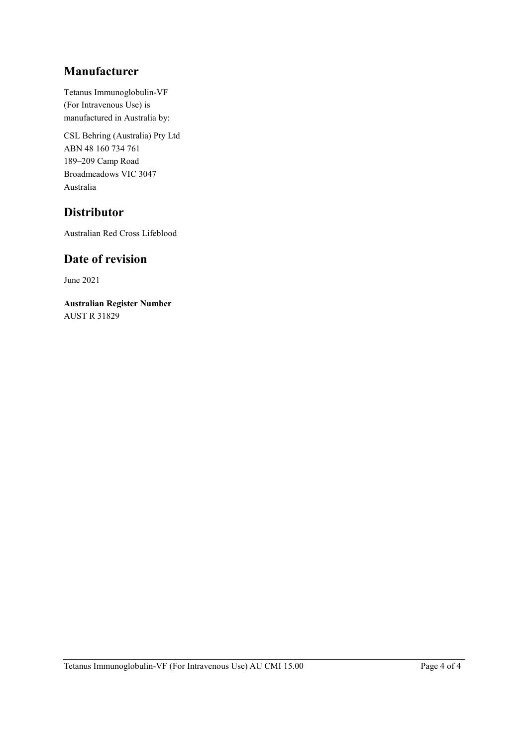## Manufacturer

Tetanus Immunoglobulin-VF (For Intravenous Use) is manufactured in Australia by:

CSL Behring (Australia) Pty Ltd
ABN 48 160 734 761
189–209 Camp Road
Broadmeadows VIC 3047
Australia

## Distributor

Australian Red Cross Lifeblood

## Date of revision

June 2021

**Australian Register Number**
AUST R 31829